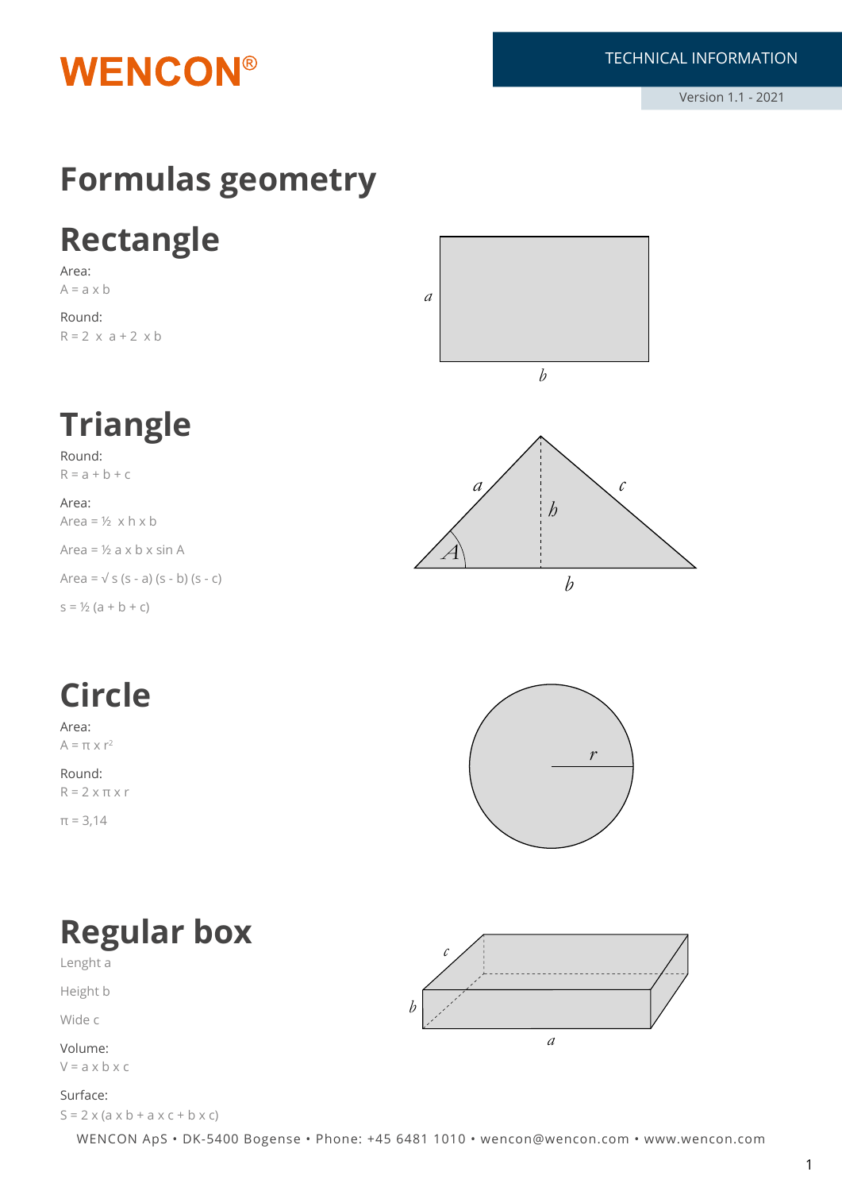WENCON®

TECHNICAL INFORMATION

Version 1.1 - 2021

# Formulas geometry

## Rectangle

Area:

$A = a \times b$

Round:

$R = 2 \times a + 2 \times b$

## Triangle

Round:

$R = a + b + c$

Area:

$\text{Area} = \frac{1}{2} \times h \times b$

$\text{Area} = \frac{1}{2}\, a \times b \times \sin A$

$\text{Area} = \sqrt{s\,(s - a)\,(s - b)\,(s - c)}$

$s = \frac{1}{2}\,(a + b + c)$

## Circle

Area:

$A = \pi \times r^2$

Round:

$R = 2 \times \pi \times r$

$\pi = 3{,}14$

## Regular box

Lenght a

Height b

Wide c

Volume:

$V = a \times b \times c$

Surface:

$S = 2 \times (a \times b + a \times c + b \times c)$

WENCON ApS • DK-5400 Bogense • Phone: +45 6481 1010 • wencon@wencon.com • www.wencon.com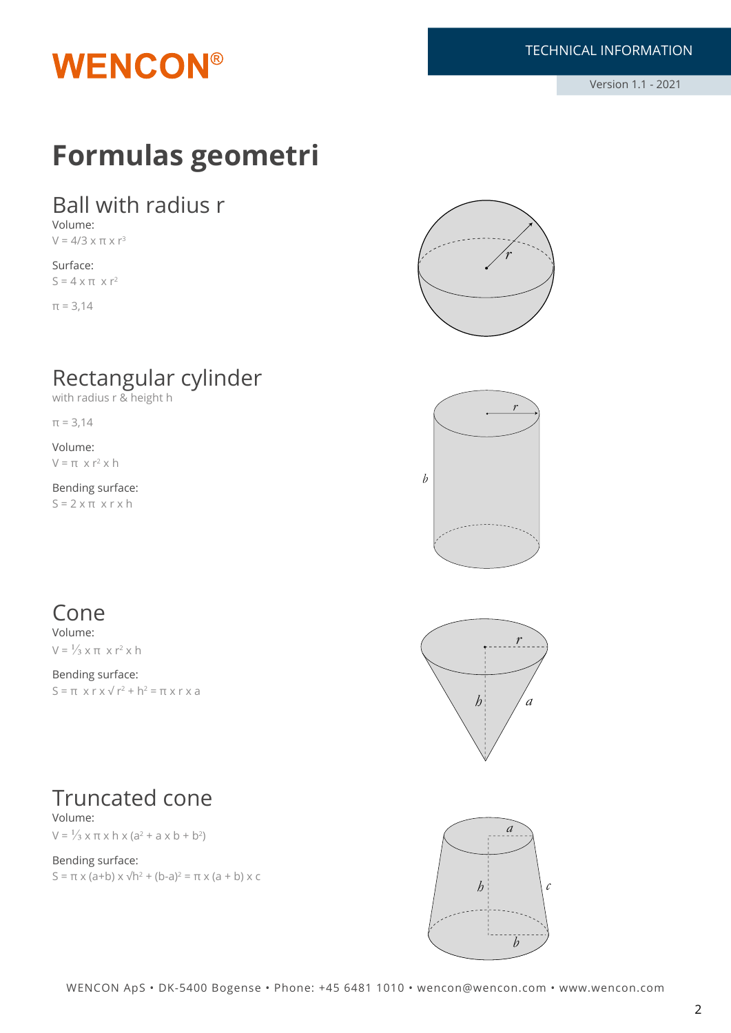# Formulas geometri

## Ball with radius r

Volume:

$V = 4/3 \times \pi \times r^3$

Surface:

$S = 4 \times \pi \times r^2$

$\pi = 3{,}14$

r

## Rectangular cylinder

with radius r & height h

$\pi = 3{,}14$

Volume:

$V = \pi \times r^2 \times h$

Bending surface:

$S = 2 \times \pi \times r \times h$

r

h

## Cone

Volume:

$V = \frac{1}{3} \times \pi \times r^2 \times h$

Bending surface:

$S = \pi \times r \times \sqrt{r^2 + h^2} = \pi \times r \times a$

r

h

a

## Truncated cone

Volume:

$V = \frac{1}{3} \times \pi \times h \times (a^2 + a \times b + b^2)$

Bending surface:

$S = \pi \times (a+b) \times \sqrt{h^2 + (b-a)^2} = \pi \times (a + b) \times c$

a

h

c

b

WENCON ApS • DK-5400 Bogense • Phone: +45 6481 1010 • wencon@wencon.com • www.wencon.com